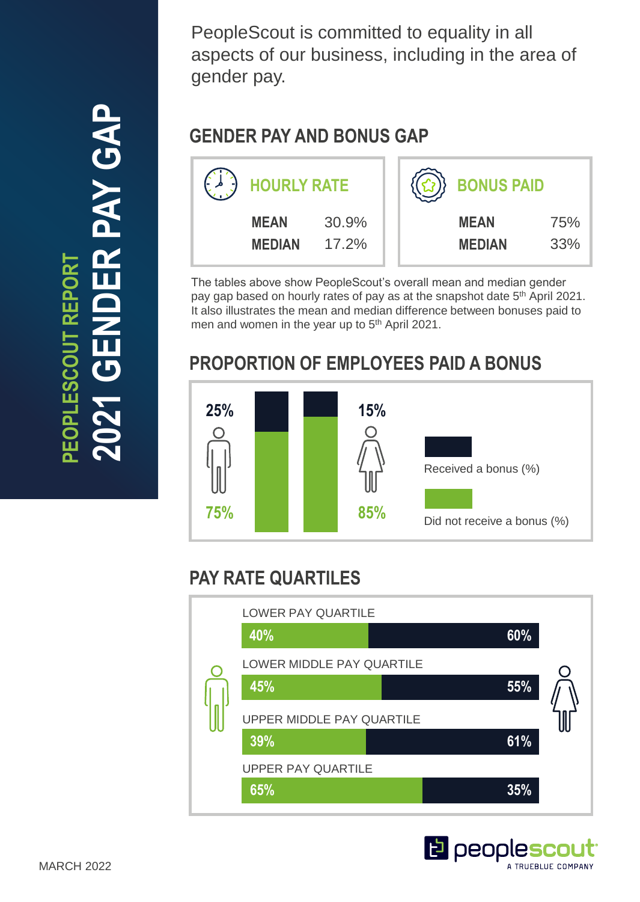# PEOPLESCOUT REPORT
# 2021 GENDER PAY GAP

PeopleScout is committed to equality in all aspects of our business, including in the area of gender pay.

## GENDER PAY AND BONUS GAP

| HOURLY RATE | |
|---|---|
| MEAN | 30.9% |
| MEDIAN | 17.2% |

| BONUS PAID | |
|---|---|
| MEAN | 75% |
| MEDIAN | 33% |

The tables above show PeopleScout's overall mean and median gender pay gap based on hourly rates of pay as at the snapshot date 5th April 2021. It also illustrates the mean and median difference between bonuses paid to men and women in the year up to 5th April 2021.

## PROPORTION OF EMPLOYEES PAID A BONUS

| | Men | Women |
|---|---|---|
| Received a bonus (%) | 25% | 15% |
| Did not receive a bonus (%) | 75% | 85% |

## PAY RATE QUARTILES

| Quartile | Men | Women |
|---|---|---|
| LOWER PAY QUARTILE | 40% | 60% |
| LOWER MIDDLE PAY QUARTILE | 45% | 55% |
| UPPER MIDDLE PAY QUARTILE | 39% | 61% |
| UPPER PAY QUARTILE | 65% | 35% |

MARCH 2022

peoplescout
A TRUEBLUE COMPANY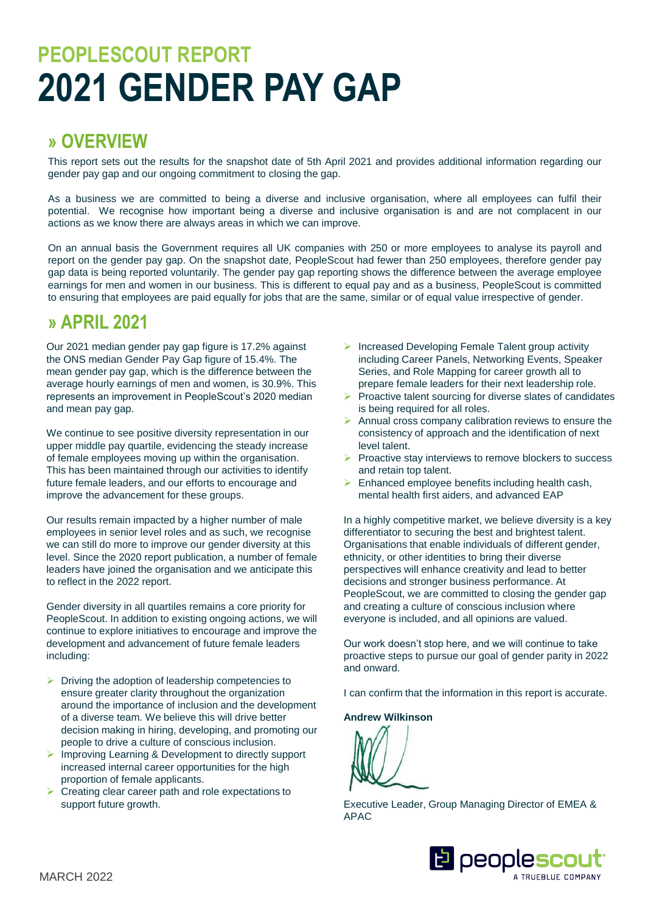## PEOPLESCOUT REPORT

# 2021 GENDER PAY GAP

## » OVERVIEW

This report sets out the results for the snapshot date of 5th April 2021 and provides additional information regarding our gender pay gap and our ongoing commitment to closing the gap.

As a business we are committed to being a diverse and inclusive organisation, where all employees can fulfil their potential. We recognise how important being a diverse and inclusive organisation is and are not complacent in our actions as we know there are always areas in which we can improve.

On an annual basis the Government requires all UK companies with 250 or more employees to analyse its payroll and report on the gender pay gap. On the snapshot date, PeopleScout had fewer than 250 employees, therefore gender pay gap data is being reported voluntarily. The gender pay gap reporting shows the difference between the average employee earnings for men and women in our business. This is different to equal pay and as a business, PeopleScout is committed to ensuring that employees are paid equally for jobs that are the same, similar or of equal value irrespective of gender.

## » APRIL 2021

Our 2021 median gender pay gap figure is 17.2% against the ONS median Gender Pay Gap figure of 15.4%. The mean gender pay gap, which is the difference between the average hourly earnings of men and women, is 30.9%. This represents an improvement in PeopleScout's 2020 median and mean pay gap.

We continue to see positive diversity representation in our upper middle pay quartile, evidencing the steady increase of female employees moving up within the organisation. This has been maintained through our activities to identify future female leaders, and our efforts to encourage and improve the advancement for these groups.

Our results remain impacted by a higher number of male employees in senior level roles and as such, we recognise we can still do more to improve our gender diversity at this level. Since the 2020 report publication, a number of female leaders have joined the organisation and we anticipate this to reflect in the 2022 report.

Gender diversity in all quartiles remains a core priority for PeopleScout. In addition to existing ongoing actions, we will continue to explore initiatives to encourage and improve the development and advancement of future female leaders including:

- Driving the adoption of leadership competencies to ensure greater clarity throughout the organization around the importance of inclusion and the development of a diverse team. We believe this will drive better decision making in hiring, developing, and promoting our people to drive a culture of conscious inclusion.
- Improving Learning & Development to directly support increased internal career opportunities for the high proportion of female applicants.
- Creating clear career path and role expectations to support future growth.
- Increased Developing Female Talent group activity including Career Panels, Networking Events, Speaker Series, and Role Mapping for career growth all to prepare female leaders for their next leadership role.
- Proactive talent sourcing for diverse slates of candidates is being required for all roles.
- Annual cross company calibration reviews to ensure the consistency of approach and the identification of next level talent.
- Proactive stay interviews to remove blockers to success and retain top talent.
- Enhanced employee benefits including health cash, mental health first aiders, and advanced EAP

In a highly competitive market, we believe diversity is a key differentiator to securing the best and brightest talent. Organisations that enable individuals of different gender, ethnicity, or other identities to bring their diverse perspectives will enhance creativity and lead to better decisions and stronger business performance. At PeopleScout, we are committed to closing the gender gap and creating a culture of conscious inclusion where everyone is included, and all opinions are valued.

Our work doesn't stop here, and we will continue to take proactive steps to pursue our goal of gender parity in 2022 and onward.

I can confirm that the information in this report is accurate.

**Andrew Wilkinson**

Executive Leader, Group Managing Director of EMEA & APAC

MARCH 2022

peoplescout
A TRUEBLUE COMPANY